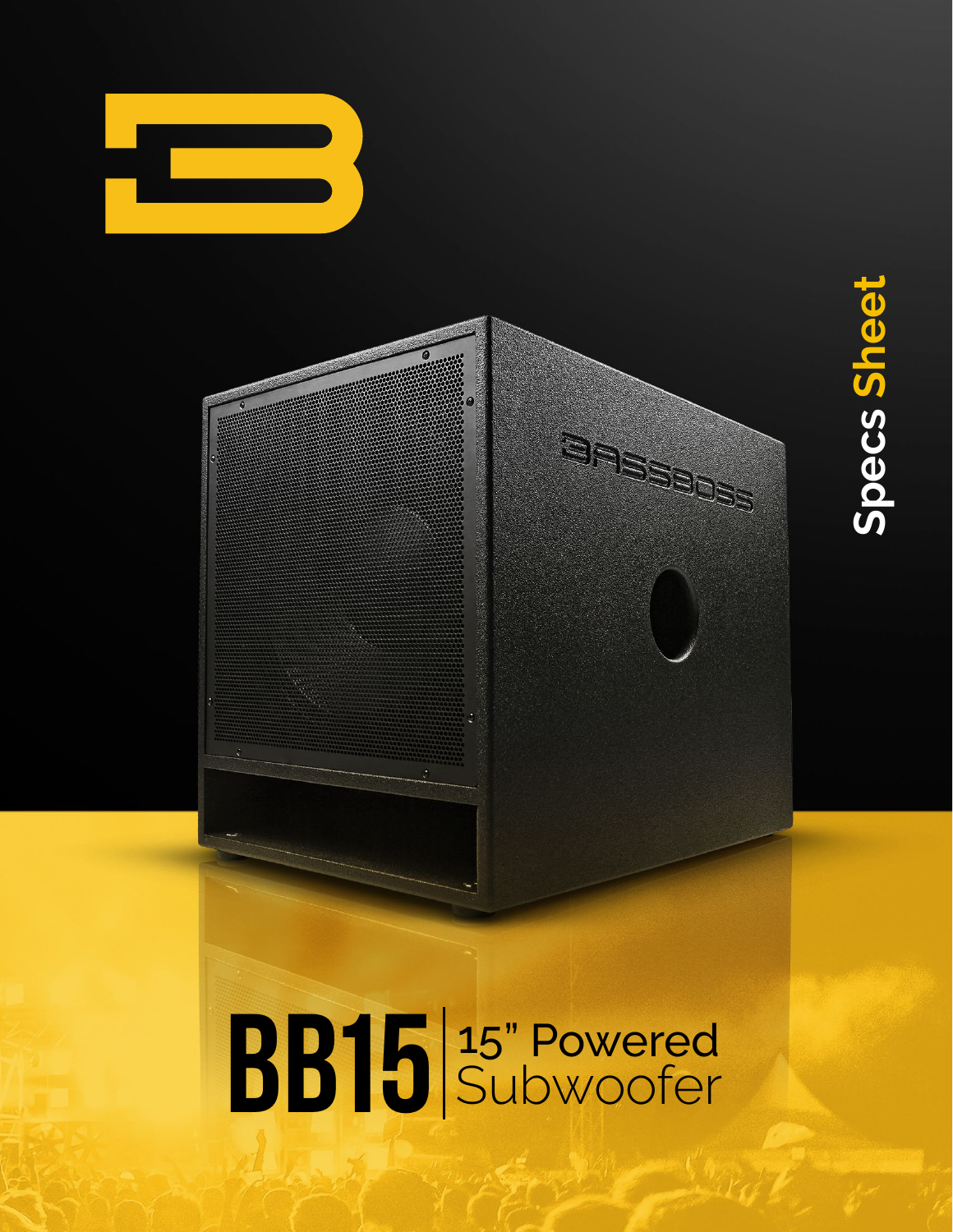Specs Sheet

# BB15 | 15" Powered Subwoofer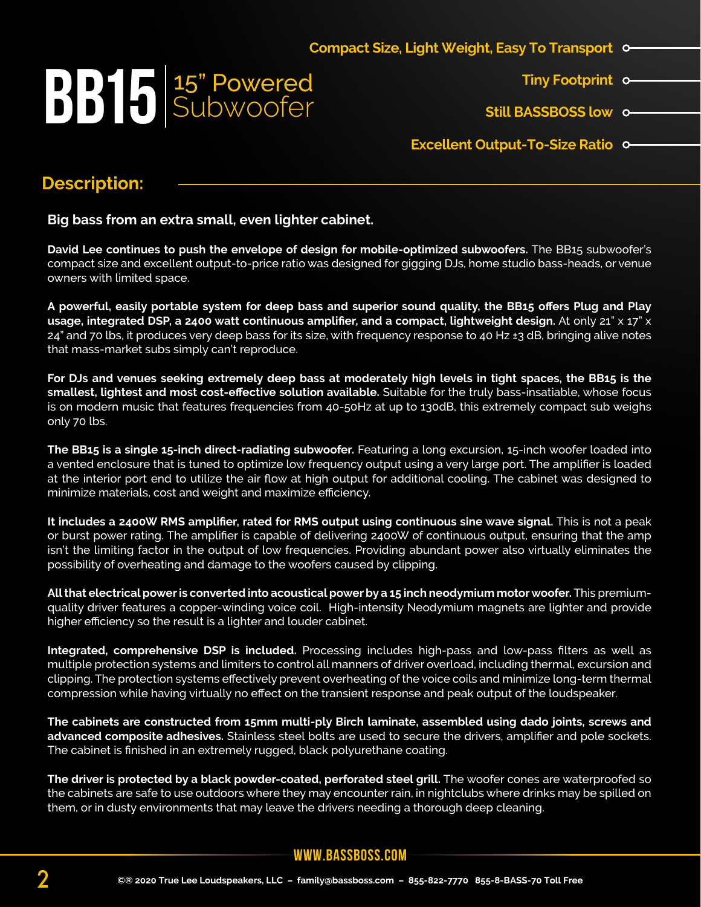# BB15 | 15" Powered Subwoofer

- Compact Size, Light Weight, Easy To Transport
- Tiny Footprint
- Still BASSBOSS low
- Excellent Output-To-Size Ratio

## Description:

**Big bass from an extra small, even lighter cabinet.**

**David Lee continues to push the envelope of design for mobile-optimized subwoofers.** The BB15 subwoofer's compact size and excellent output-to-price ratio was designed for gigging DJs, home studio bass-heads, or venue owners with limited space.

**A powerful, easily portable system for deep bass and superior sound quality, the BB15 offers Plug and Play usage, integrated DSP, a 2400 watt continuous amplifier, and a compact, lightweight design.** At only 21" x 17" x 24" and 70 lbs, it produces very deep bass for its size, with frequency response to 40 Hz ±3 dB, bringing alive notes that mass-market subs simply can't reproduce.

**For DJs and venues seeking extremely deep bass at moderately high levels in tight spaces, the BB15 is the smallest, lightest and most cost-effective solution available.** Suitable for the truly bass-insatiable, whose focus is on modern music that features frequencies from 40-50Hz at up to 130dB, this extremely compact sub weighs only 70 lbs.

**The BB15 is a single 15-inch direct-radiating subwoofer.** Featuring a long excursion, 15-inch woofer loaded into a vented enclosure that is tuned to optimize low frequency output using a very large port. The amplifier is loaded at the interior port end to utilize the air flow at high output for additional cooling. The cabinet was designed to minimize materials, cost and weight and maximize efficiency.

**It includes a 2400W RMS amplifier, rated for RMS output using continuous sine wave signal.** This is not a peak or burst power rating. The amplifier is capable of delivering 2400W of continuous output, ensuring that the amp isn't the limiting factor in the output of low frequencies. Providing abundant power also virtually eliminates the possibility of overheating and damage to the woofers caused by clipping.

**All that electrical power is converted into acoustical power by a 15 inch neodymium motor woofer.** This premium-quality driver features a copper-winding voice coil. High-intensity Neodymium magnets are lighter and provide higher efficiency so the result is a lighter and louder cabinet.

**Integrated, comprehensive DSP is included.** Processing includes high-pass and low-pass filters as well as multiple protection systems and limiters to control all manners of driver overload, including thermal, excursion and clipping. The protection systems effectively prevent overheating of the voice coils and minimize long-term thermal compression while having virtually no effect on the transient response and peak output of the loudspeaker.

**The cabinets are constructed from 15mm multi-ply Birch laminate, assembled using dado joints, screws and advanced composite adhesives.** Stainless steel bolts are used to secure the drivers, amplifier and pole sockets. The cabinet is finished in an extremely rugged, black polyurethane coating.

**The driver is protected by a black powder-coated, perforated steel grill.** The woofer cones are waterproofed so the cabinets are safe to use outdoors where they may encounter rain, in nightclubs where drinks may be spilled on them, or in dusty environments that may leave the drivers needing a thorough deep cleaning.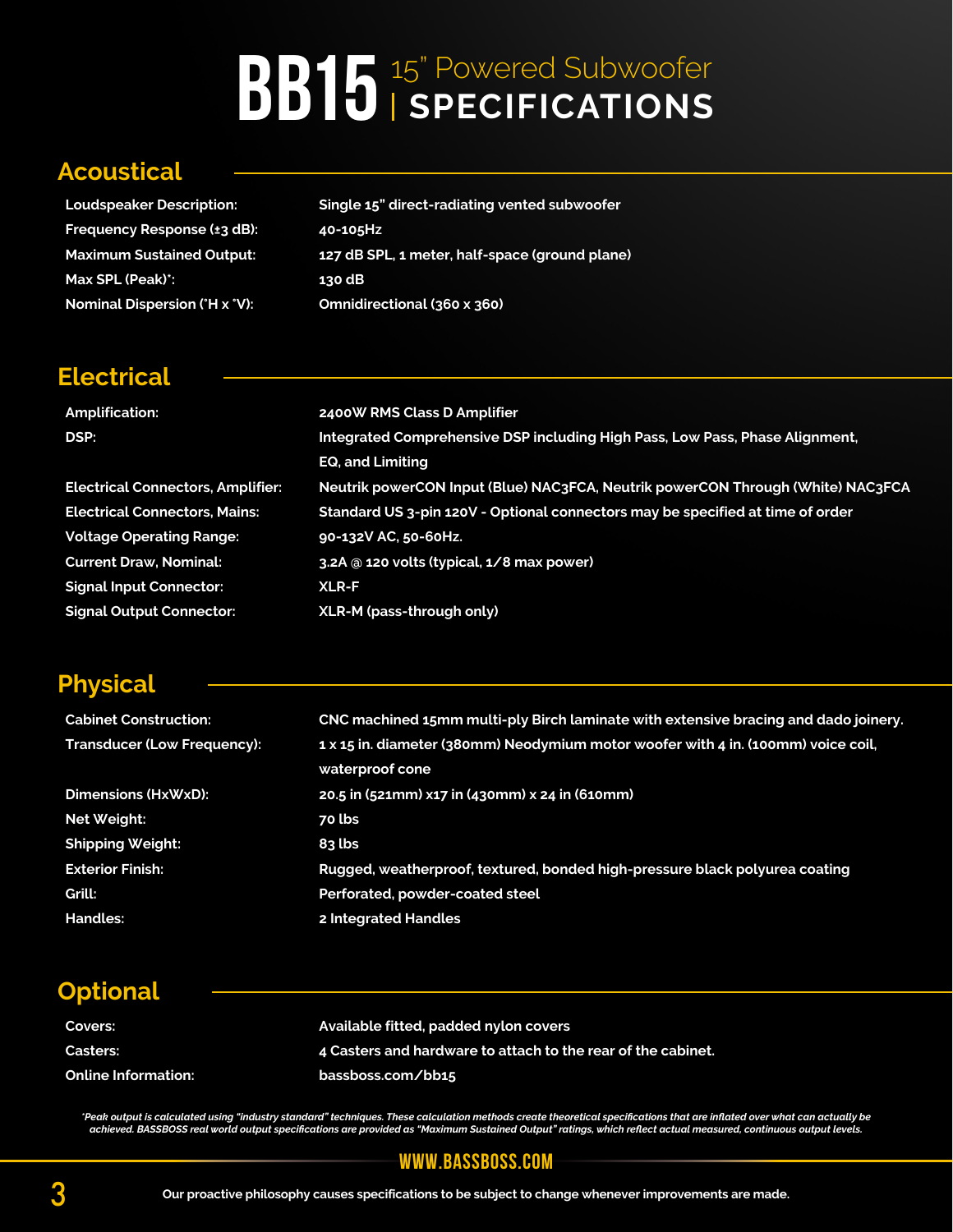# BB15 15" Powered Subwoofer | SPECIFICATIONS

## Acoustical

| | |
|---|---|
| **Loudspeaker Description:** | Single 15" direct-radiating vented subwoofer |
| **Frequency Response (±3 dB):** | 40-105Hz |
| **Maximum Sustained Output:** | 127 dB SPL, 1 meter, half-space (ground plane) |
| **Max SPL (Peak)*:** | 130 dB |
| **Nominal Dispersion (°H x °V):** | Omnidirectional (360 x 360) |

## Electrical

| | |
|---|---|
| **Amplification:** | 2400W RMS Class D Amplifier |
| **DSP:** | Integrated Comprehensive DSP including High Pass, Low Pass, Phase Alignment, EQ, and Limiting |
| **Electrical Connectors, Amplifier:** | Neutrik powerCON Input (Blue) NAC3FCA, Neutrik powerCON Through (White) NAC3FCA |
| **Electrical Connectors, Mains:** | Standard US 3-pin 120V - Optional connectors may be specified at time of order |
| **Voltage Operating Range:** | 90-132V AC, 50-60Hz. |
| **Current Draw, Nominal:** | 3.2A @ 120 volts (typical, 1/8 max power) |
| **Signal Input Connector:** | XLR-F |
| **Signal Output Connector:** | XLR-M (pass-through only) |

## Physical

| | |
|---|---|
| **Cabinet Construction:** | CNC machined 15mm multi-ply Birch laminate with extensive bracing and dado joinery. |
| **Transducer (Low Frequency):** | 1 x 15 in. diameter (380mm) Neodymium motor woofer with 4 in. (100mm) voice coil, waterproof cone |
| **Dimensions (HxWxD):** | 20.5 in (521mm) x17 in (430mm) x 24 in (610mm) |
| **Net Weight:** | 70 lbs |
| **Shipping Weight:** | 83 lbs |
| **Exterior Finish:** | Rugged, weatherproof, textured, bonded high-pressure black polyurea coating |
| **Grill:** | Perforated, powder-coated steel |
| **Handles:** | 2 Integrated Handles |

## Optional

| | |
|---|---|
| **Covers:** | Available fitted, padded nylon covers |
| **Casters:** | 4 Casters and hardware to attach to the rear of the cabinet. |
| **Online Information:** | bassboss.com/bb15 |

*\*Peak output is calculated using "industry standard" techniques. These calculation methods create theoretical specifications that are inflated over what can actually be achieved. BASSBOSS real world output specifications are provided as "Maximum Sustained Output" ratings, which reflect actual measured, continuous output levels.*

WWW.BASSBOSS.COM

**Our proactive philosophy causes specifications to be subject to change whenever improvements are made.**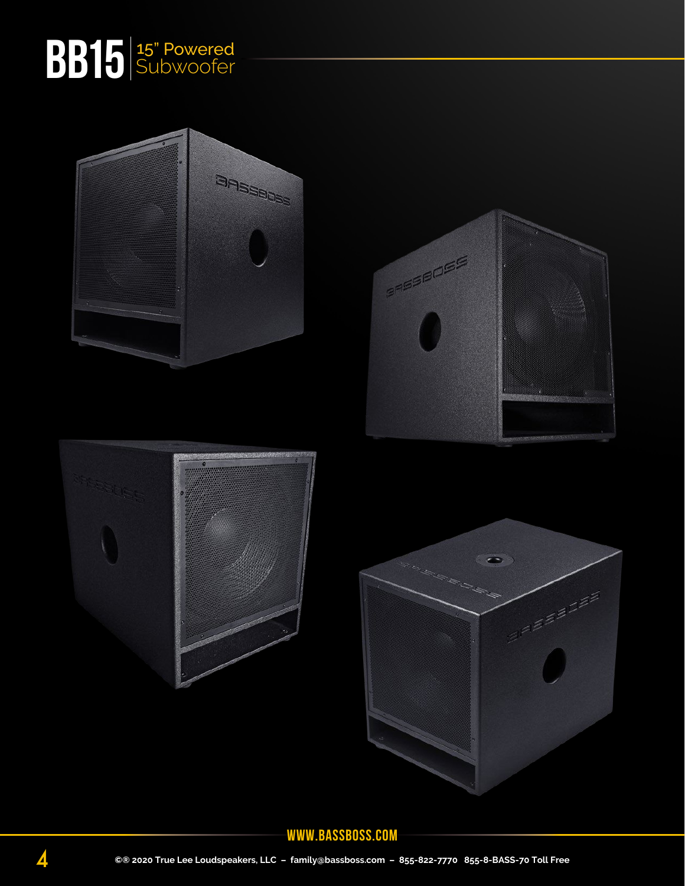# BB15 15" Powered Subwoofer

WWW.BASSBOSS.COM

©® 2020 True Lee Loudspeakers, LLC – family@bassboss.com – 855-822-7770 855-8-BASS-70 Toll Free